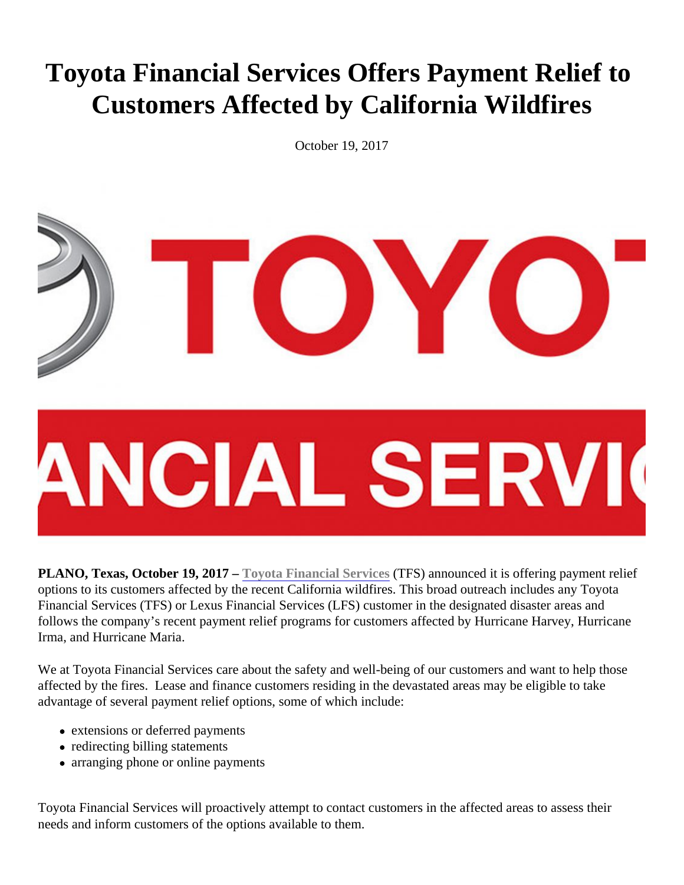# Toyota Financial Services Offers Payment Relief to Customers Affected by California Wildfires

October 19, 2017

**PLANO, Texas, October 19, 2017 –** Toyota Financial Services (TFS) announced it is offering payment relief options to its customers affected by the recent California wildfires. This broad outreach includes any Toyota Financial Services (TFS) or Lexus Financial Services (LFS) customer in the designated disaster areas and follows the company's recent payment relief programs for customers affected by Hurricane Harvey, Hurricane Irma, and Hurricane Maria.

We at Toyota Financial Services care about the safety and well-being of our customers and want to help those affected by the fires. Lease and finance customers residing in the devastated areas may be eligible to take advantage of several payment relief options, some of which include:

- extensions or deferred payments
- redirecting billing statements
- arranging phone or online payments

Toyota Financial Services will proactively attempt to contact customers in the affected areas to assess their needs and inform customers of the options available to them.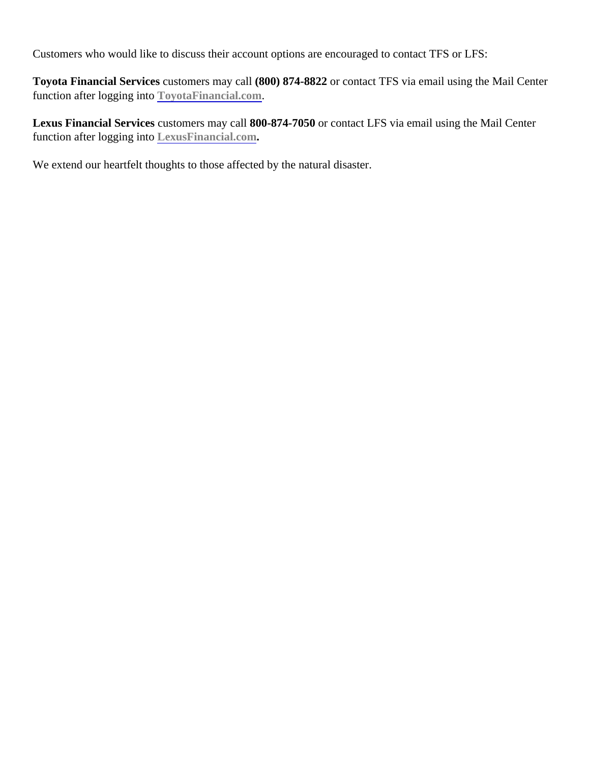Customers who would like to discuss their account options are encouraged to contact TFS or LFS:

**Toyota Financial Services** customers may call **(800) 874-8822** or contact TFS via email using the Mail Center function after logging into **ToyotaFinancial.com**.

**Lexus Financial Services** customers may call **800-874-7050** or contact LFS via email using the Mail Center function after logging into **LexusFinancial.com.**

We extend our heartfelt thoughts to those affected by the natural disaster.